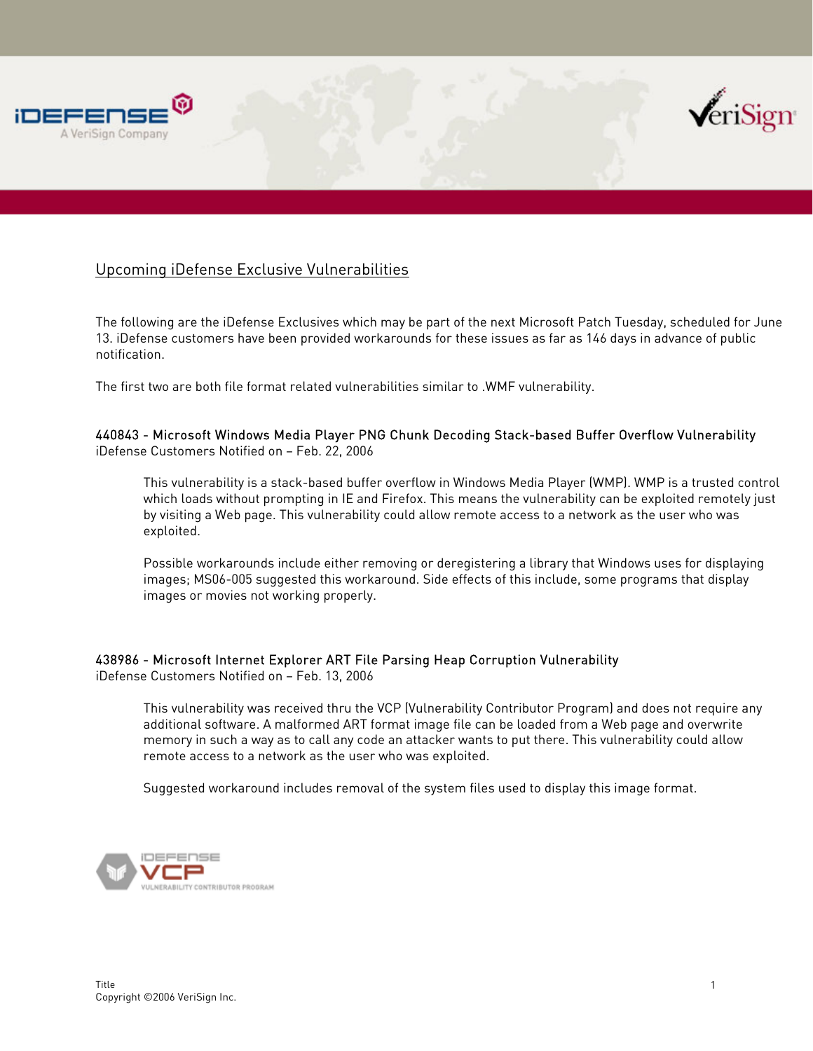# Upcoming iDefense Exclusive Vulnerabilities

The following are the iDefense Exclusives which may be part of the next Microsoft Patch Tuesday, scheduled for June 13. iDefense customers have been provided workarounds for these issues as far as 146 days in advance of public notification.

The first two are both file format related vulnerabilities similar to .WMF vulnerability.

### 440843 - Microsoft Windows Media Player PNG Chunk Decoding Stack-based Buffer Overflow Vulnerability

iDefense Customers Notified on – Feb. 22, 2006

This vulnerability is a stack-based buffer overflow in Windows Media Player (WMP). WMP is a trusted control which loads without prompting in IE and Firefox. This means the vulnerability can be exploited remotely just by visiting a Web page. This vulnerability could allow remote access to a network as the user who was exploited.

Possible workarounds include either removing or deregistering a library that Windows uses for displaying images; MS06-005 suggested this workaround. Side effects of this include, some programs that display images or movies not working properly.

### 438986 - Microsoft Internet Explorer ART File Parsing Heap Corruption Vulnerability

iDefense Customers Notified on – Feb. 13, 2006

This vulnerability was received thru the VCP (Vulnerability Contributor Program) and does not require any additional software. A malformed ART format image file can be loaded from a Web page and overwrite memory in such a way as to call any code an attacker wants to put there. This vulnerability could allow remote access to a network as the user who was exploited.

Suggested workaround includes removal of the system files used to display this image format.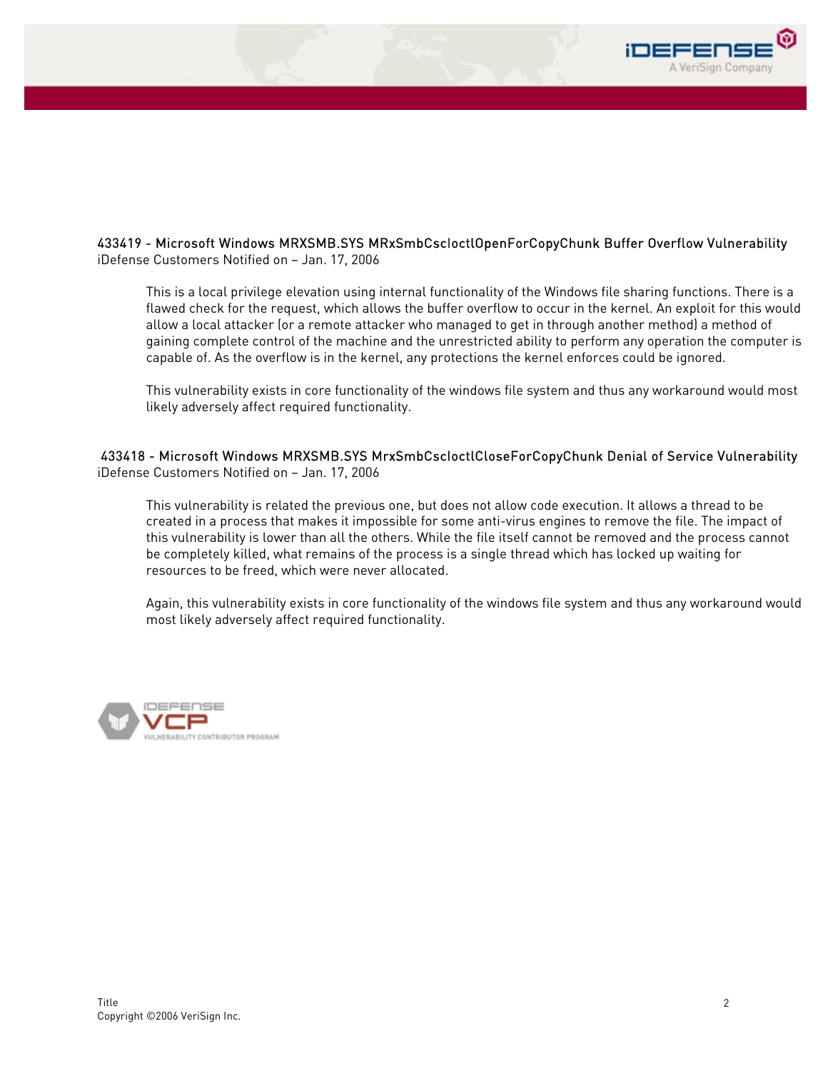### 433419 - Microsoft Windows MRXSMB.SYS MRxSmbCscIoctlOpenForCopyChunk Buffer Overflow Vulnerability

iDefense Customers Notified on – Jan. 17, 2006

This is a local privilege elevation using internal functionality of the Windows file sharing functions. There is a flawed check for the request, which allows the buffer overflow to occur in the kernel. An exploit for this would allow a local attacker (or a remote attacker who managed to get in through another method) a method of gaining complete control of the machine and the unrestricted ability to perform any operation the computer is capable of. As the overflow is in the kernel, any protections the kernel enforces could be ignored.

This vulnerability exists in core functionality of the windows file system and thus any workaround would most likely adversely affect required functionality.

### 433418 - Microsoft Windows MRXSMB.SYS MrxSmbCscIoctlCloseForCopyChunk Denial of Service Vulnerability

iDefense Customers Notified on – Jan. 17, 2006

This vulnerability is related the previous one, but does not allow code execution. It allows a thread to be created in a process that makes it impossible for some anti-virus engines to remove the file. The impact of this vulnerability is lower than all the others. While the file itself cannot be removed and the process cannot be completely killed, what remains of the process is a single thread which has locked up waiting for resources to be freed, which were never allocated.

Again, this vulnerability exists in core functionality of the windows file system and thus any workaround would most likely adversely affect required functionality.

iDEFENSE VCP VULNERABILITY CONTRIBUTOR PROGRAM

Title
Copyright ©2006 VeriSign Inc.